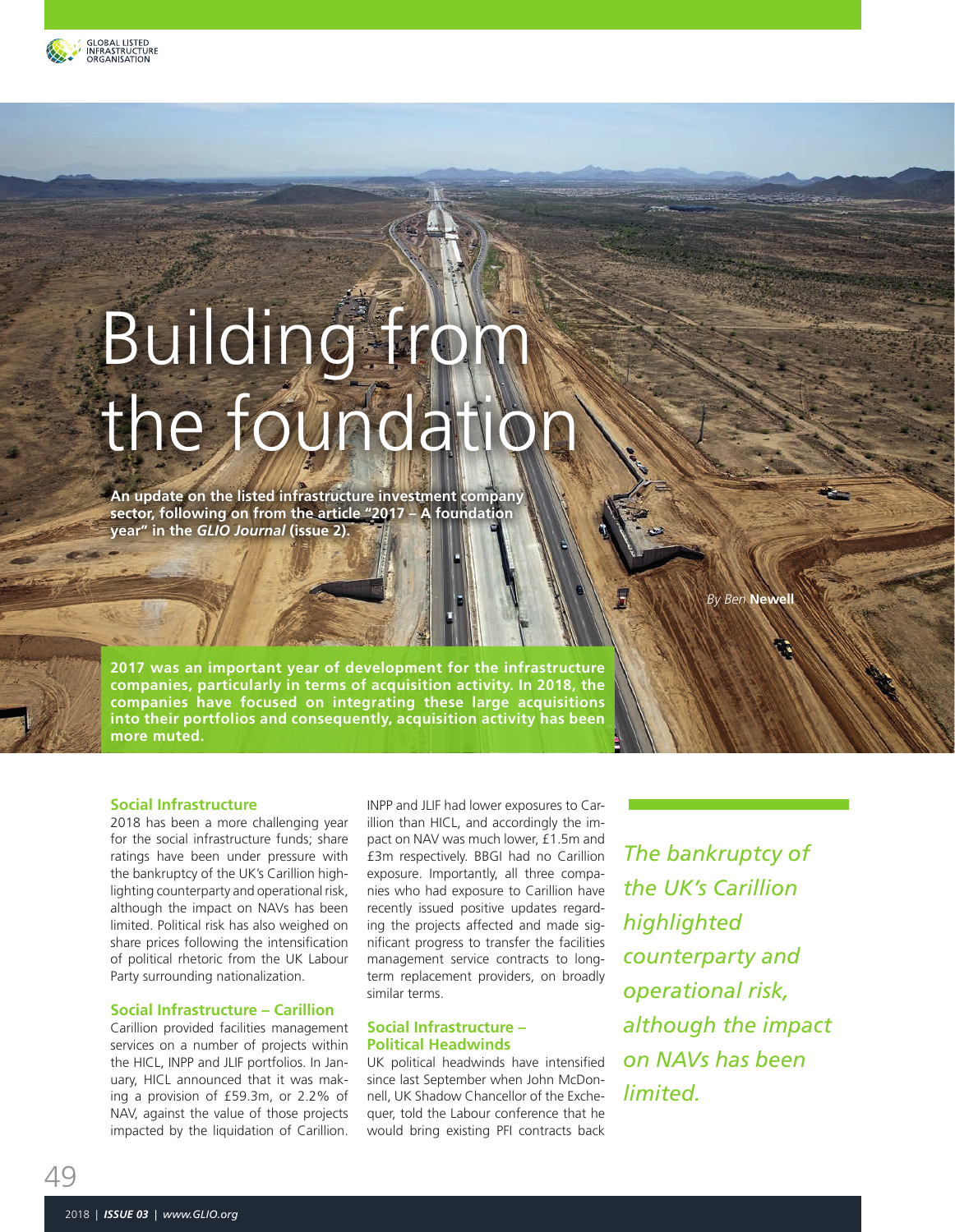# Building from the foundation

**An update on the listed infrastructure investment company sector, following on from the article "2017 – A foundation year" in the *GLIO Journal* (issue 2).**

*By Ben* **Newell**

**2017 was an important year of development for the infrastructure companies, particularly in terms of acquisition activity. In 2018, the companies have focused on integrating these large acquisitions into their portfolios and consequently, acquisition activity has been more muted.**

## Social Infrastructure

2018 has been a more challenging year for the social infrastructure funds; share ratings have been under pressure with the bankruptcy of the UK's Carillion highlighting counterparty and operational risk, although the impact on NAVs has been limited. Political risk has also weighed on share prices following the intensification of political rhetoric from the UK Labour Party surrounding nationalization.

## Social Infrastructure – Carillion

Carillion provided facilities management services on a number of projects within the HICL, INPP and JLIF portfolios. In January, HICL announced that it was making a provision of £59.3m, or 2.2% of NAV, against the value of those projects impacted by the liquidation of Carillion. INPP and JLIF had lower exposures to Carillion than HICL, and accordingly the impact on NAV was much lower, £1.5m and £3m respectively. BBGI had no Carillion exposure. Importantly, all three companies who had exposure to Carillion have recently issued positive updates regarding the projects affected and made significant progress to transfer the facilities management service contracts to long-term replacement providers, on broadly similar terms.

*The bankruptcy of the UK's Carillion highlighted counterparty and operational risk, although the impact on NAVs has been limited.*

## Social Infrastructure – Political Headwinds

UK political headwinds have intensified since last September when John McDonnell, UK Shadow Chancellor of the Exchequer, told the Labour conference that he would bring existing PFI contracts back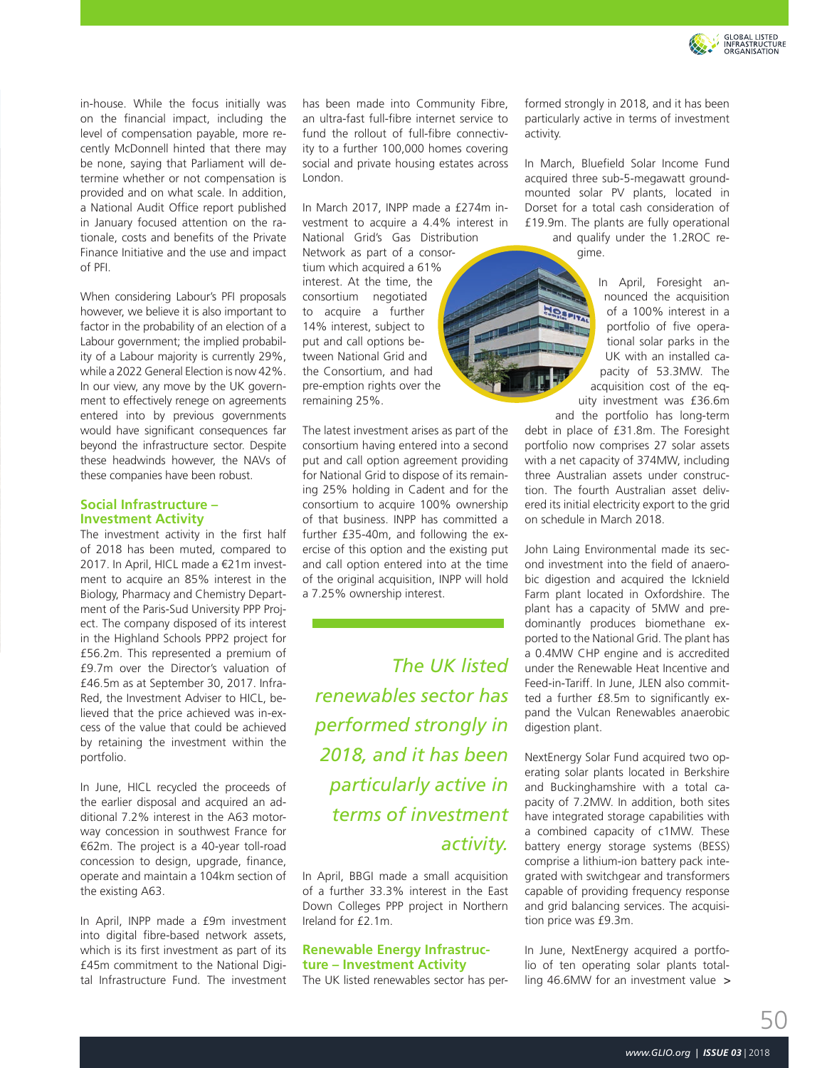in-house. While the focus initially was on the financial impact, including the level of compensation payable, more recently McDonnell hinted that there may be none, saying that Parliament will determine whether or not compensation is provided and on what scale. In addition, a National Audit Office report published in January focused attention on the rationale, costs and benefits of the Private Finance Initiative and the use and impact of PFI.

When considering Labour's PFI proposals however, we believe it is also important to factor in the probability of an election of a Labour government; the implied probability of a Labour majority is currently 29%, while a 2022 General Election is now 42%. In our view, any move by the UK government to effectively renege on agreements entered into by previous governments would have significant consequences far beyond the infrastructure sector. Despite these headwinds however, the NAVs of these companies have been robust.

### Social Infrastructure – Investment Activity

The investment activity in the first half of 2018 has been muted, compared to 2017. In April, HICL made a €21m investment to acquire an 85% interest in the Biology, Pharmacy and Chemistry Department of the Paris-Sud University PPP Project. The company disposed of its interest in the Highland Schools PPP2 project for £56.2m. This represented a premium of £9.7m over the Director's valuation of £46.5m as at September 30, 2017. InfraRed, the Investment Adviser to HICL, believed that the price achieved was in-excess of the value that could be achieved by retaining the investment within the portfolio.

In June, HICL recycled the proceeds of the earlier disposal and acquired an additional 7.2% interest in the A63 motorway concession in southwest France for €62m. The project is a 40-year toll-road concession to design, upgrade, finance, operate and maintain a 104km section of the existing A63.

In April, INPP made a £9m investment into digital fibre-based network assets, which is its first investment as part of its £45m commitment to the National Digital Infrastructure Fund. The investment has been made into Community Fibre, an ultra-fast full-fibre internet service to fund the rollout of full-fibre connectivity to a further 100,000 homes covering social and private housing estates across London.

In March 2017, INPP made a £274m investment to acquire a 4.4% interest in National Grid's Gas Distribution Network as part of a consortium which acquired a 61% interest. At the time, the consortium negotiated to acquire a further 14% interest, subject to put and call options between National Grid and the Consortium, and had pre-emption rights over the remaining 25%.

The latest investment arises as part of the consortium having entered into a second put and call option agreement providing for National Grid to dispose of its remaining 25% holding in Cadent and for the consortium to acquire 100% ownership of that business. INPP has committed a further £35-40m, and following the exercise of this option and the existing put and call option entered into at the time of the original acquisition, INPP will hold a 7.25% ownership interest.

*The UK listed renewables sector has performed strongly in 2018, and it has been particularly active in terms of investment activity.*

In April, BBGI made a small acquisition of a further 33.3% interest in the East Down Colleges PPP project in Northern Ireland for £2.1m.

### Renewable Energy Infrastructure – Investment Activity

The UK listed renewables sector has performed strongly in 2018, and it has been particularly active in terms of investment activity.

In March, Bluefield Solar Income Fund acquired three sub-5-megawatt ground-mounted solar PV plants, located in Dorset for a total cash consideration of £19.9m. The plants are fully operational and qualify under the 1.2ROC regime.

In April, Foresight announced the acquisition of a 100% interest in a portfolio of five operational solar parks in the UK with an installed capacity of 53.3MW. The acquisition cost of the equity investment was £36.6m and the portfolio has long-term debt in place of £31.8m. The Foresight portfolio now comprises 27 solar assets with a net capacity of 374MW, including three Australian assets under construction. The fourth Australian asset delivered its initial electricity export to the grid on schedule in March 2018.

John Laing Environmental made its second investment into the field of anaerobic digestion and acquired the Icknield Farm plant located in Oxfordshire. The plant has a capacity of 5MW and predominantly produces biomethane exported to the National Grid. The plant has a 0.4MW CHP engine and is accredited under the Renewable Heat Incentive and Feed-in-Tariff. In June, JLEN also committed a further £8.5m to significantly expand the Vulcan Renewables anaerobic digestion plant.

NextEnergy Solar Fund acquired two operating solar plants located in Berkshire and Buckinghamshire with a total capacity of 7.2MW. In addition, both sites have integrated storage capabilities with a combined capacity of c1MW. These battery energy storage systems (BESS) comprise a lithium-ion battery pack integrated with switchgear and transformers capable of providing frequency response and grid balancing services. The acquisition price was £9.3m.

In June, NextEnergy acquired a portfolio of ten operating solar plants totalling 46.6MW for an investment value >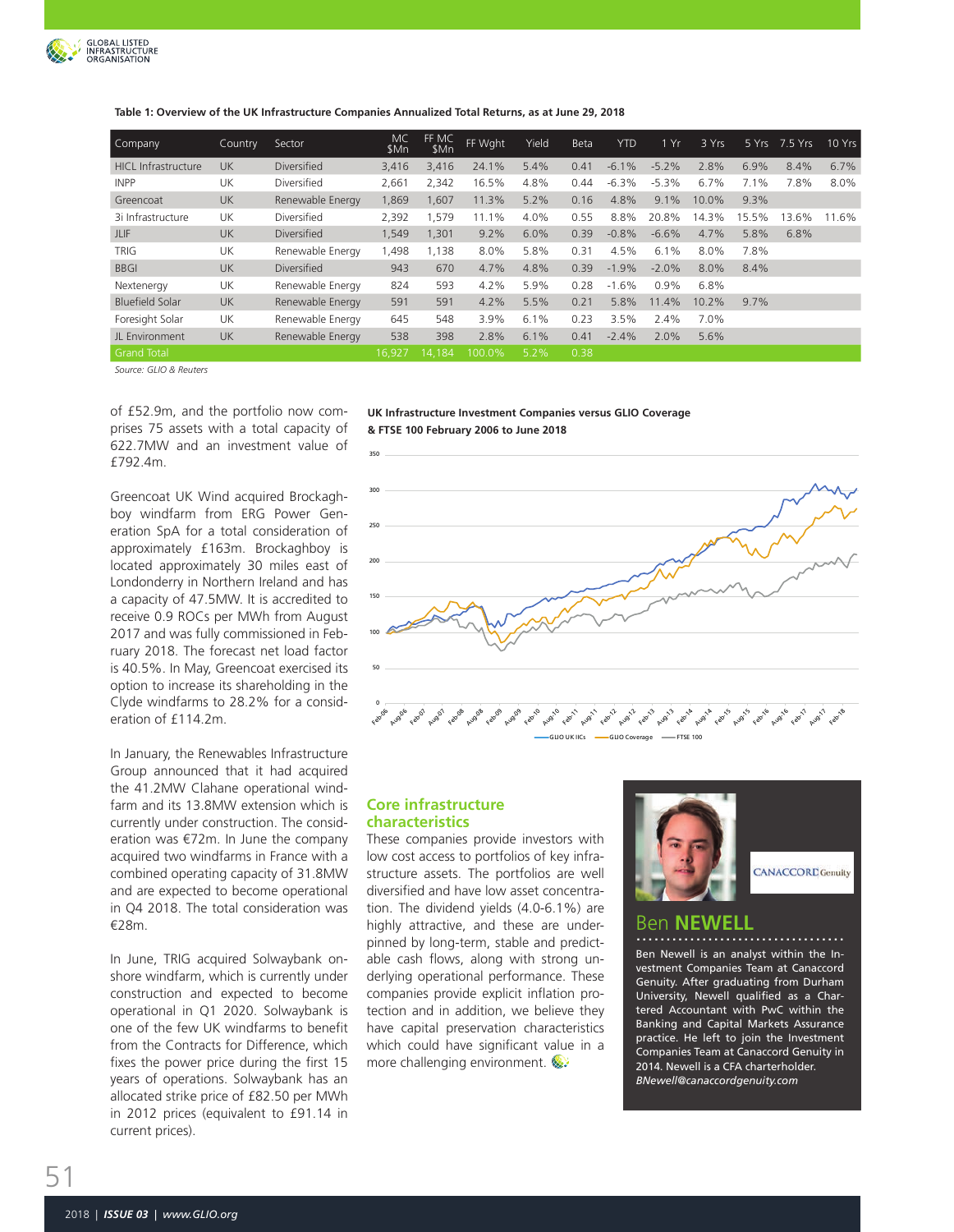**Table 1: Overview of the UK Infrastructure Companies Annualized Total Returns, as at June 29, 2018**

| Company | Country | Sector | MC $Mn | FF MC $Mn | FF Wght | Yield | Beta | YTD | 1 Yr | 3 Yrs | 5 Yrs | 7.5 Yrs | 10 Yrs |
|---|---|---|---|---|---|---|---|---|---|---|---|---|---|
| HICL Infrastructure | UK | Diversified | 3,416 | 3,416 | 24.1% | 5.4% | 0.41 | -6.1% | -5.2% | 2.8% | 6.9% | 8.4% | 6.7% |
| INPP | UK | Diversified | 2,661 | 2,342 | 16.5% | 4.8% | 0.44 | -6.3% | -5.3% | 6.7% | 7.1% | 7.8% | 8.0% |
| Greencoat | UK | Renewable Energy | 1,869 | 1,607 | 11.3% | 5.2% | 0.16 | 4.8% | 9.1% | 10.0% | 9.3% | | |
| 3i Infrastructure | UK | Diversified | 2,392 | 1,579 | 11.1% | 4.0% | 0.55 | 8.8% | 20.8% | 14.3% | 15.5% | 13.6% | 11.6% |
| JLIF | UK | Diversified | 1,549 | 1,301 | 9.2% | 6.0% | 0.39 | -0.8% | -6.6% | 4.7% | 5.8% | 6.8% | |
| TRIG | UK | Renewable Energy | 1,498 | 1,138 | 8.0% | 5.8% | 0.31 | 4.5% | 6.1% | 8.0% | 7.8% | | |
| BBGI | UK | Diversified | 943 | 670 | 4.7% | 4.8% | 0.39 | -1.9% | -2.0% | 8.0% | 8.4% | | |
| Nextenergy | UK | Renewable Energy | 824 | 593 | 4.2% | 5.9% | 0.28 | -1.6% | 0.9% | 6.8% | | | |
| Bluefield Solar | UK | Renewable Energy | 591 | 591 | 4.2% | 5.5% | 0.21 | 5.8% | 11.4% | 10.2% | 9.7% | | |
| Foresight Solar | UK | Renewable Energy | 645 | 548 | 3.9% | 6.1% | 0.23 | 3.5% | 2.4% | 7.0% | | | |
| JL Environment | UK | Renewable Energy | 538 | 398 | 2.8% | 6.1% | 0.41 | -2.4% | 2.0% | 5.6% | | | |
| Grand Total | | | 16,927 | 14,184 | 100.0% | 5.2% | 0.38 | | | | | | |

*Source: GLIO & Reuters*

of £52.9m, and the portfolio now comprises 75 assets with a total capacity of 622.7MW and an investment value of £792.4m.

Greencoat UK Wind acquired Brockaghboy windfarm from ERG Power Generation SpA for a total consideration of approximately £163m. Brockaghboy is located approximately 30 miles east of Londonderry in Northern Ireland and has a capacity of 47.5MW. It is accredited to receive 0.9 ROCs per MWh from August 2017 and was fully commissioned in February 2018. The forecast net load factor is 40.5%. In May, Greencoat exercised its option to increase its shareholding in the Clyde windfarms to 28.2% for a consideration of £114.2m.

In January, the Renewables Infrastructure Group announced that it had acquired the 41.2MW Clahane operational windfarm and its 13.8MW extension which is currently under construction. The consideration was €72m. In June the company acquired two windfarms in France with a combined operating capacity of 31.8MW and are expected to become operational in Q4 2018. The total consideration was €28m.

In June, TRIG acquired Solwaybank onshore windfarm, which is currently under construction and expected to become operational in Q1 2020. Solwaybank is one of the few UK windfarms to benefit from the Contracts for Difference, which fixes the power price during the first 15 years of operations. Solwaybank has an allocated strike price of £82.50 per MWh in 2012 prices (equivalent to £91.14 in current prices).

**UK Infrastructure Investment Companies versus GLIO Coverage & FTSE 100 February 2006 to June 2018**

350
300
250
200
150
100
50
0

Feb-06, Aug-06, Feb-07, Aug-07, Feb-08, Aug-08, Feb-09, Aug-09, Feb-10, Aug-10, Feb-11, Aug-11, Feb-12, Aug-12, Feb-13, Aug-13, Feb-14, Aug-14, Feb-15, Aug-15, Feb-16, Aug-16, Feb-17, Aug-17, Feb-18

GLIO UK IICs — GLIO Coverage — FTSE 100

## Core infrastructure characteristics

These companies provide investors with low cost access to portfolios of key infrastructure assets. The portfolios are well diversified and have low asset concentration. The dividend yields (4.0-6.1%) are highly attractive, and these are underpinned by long-term, stable and predictable cash flows, along with strong underlying operational performance. These companies provide explicit inflation protection and in addition, we believe they have capital preservation characteristics which could have significant value in a more challenging environment.

## Ben NEWELL

Ben Newell is an analyst within the Investment Companies Team at Canaccord Genuity. After graduating from Durham University, Newell qualified as a Chartered Accountant with PwC within the Banking and Capital Markets Assurance practice. He left to join the Investment Companies Team at Canaccord Genuity in 2014. Newell is a CFA charterholder.
*BNewell@canaccordgenuity.com*